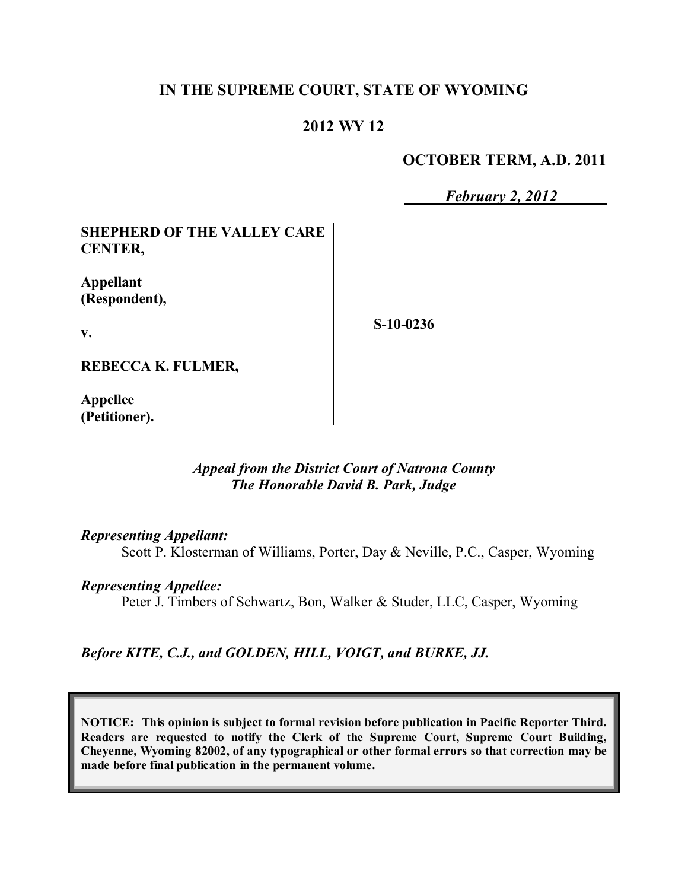**IN THE SUPREME COURT, STATE OF WYOMING**

**2012 WY 12**

**OCTOBER TERM, A.D. 2011**

*February 2, 2012*

| | |
|---|---|
| **SHEPHERD OF THE VALLEY CARE CENTER,**<br><br>**Appellant (Respondent),**<br><br>**v.**<br><br>**REBECCA K. FULMER,**<br><br>**Appellee (Petitioner).** | **S-10-0236** |

*Appeal from the District Court of Natrona County*
*The Honorable David B. Park, Judge*

*Representing Appellant:*
Scott P. Klosterman of Williams, Porter, Day & Neville, P.C., Casper, Wyoming

*Representing Appellee:*
Peter J. Timbers of Schwartz, Bon, Walker & Studer, LLC, Casper, Wyoming

*Before KITE, C.J., and GOLDEN, HILL, VOIGT, and BURKE, JJ.*

**NOTICE: This opinion is subject to formal revision before publication in Pacific Reporter Third. Readers are requested to notify the Clerk of the Supreme Court, Supreme Court Building, Cheyenne, Wyoming 82002, of any typographical or other formal errors so that correction may be made before final publication in the permanent volume.**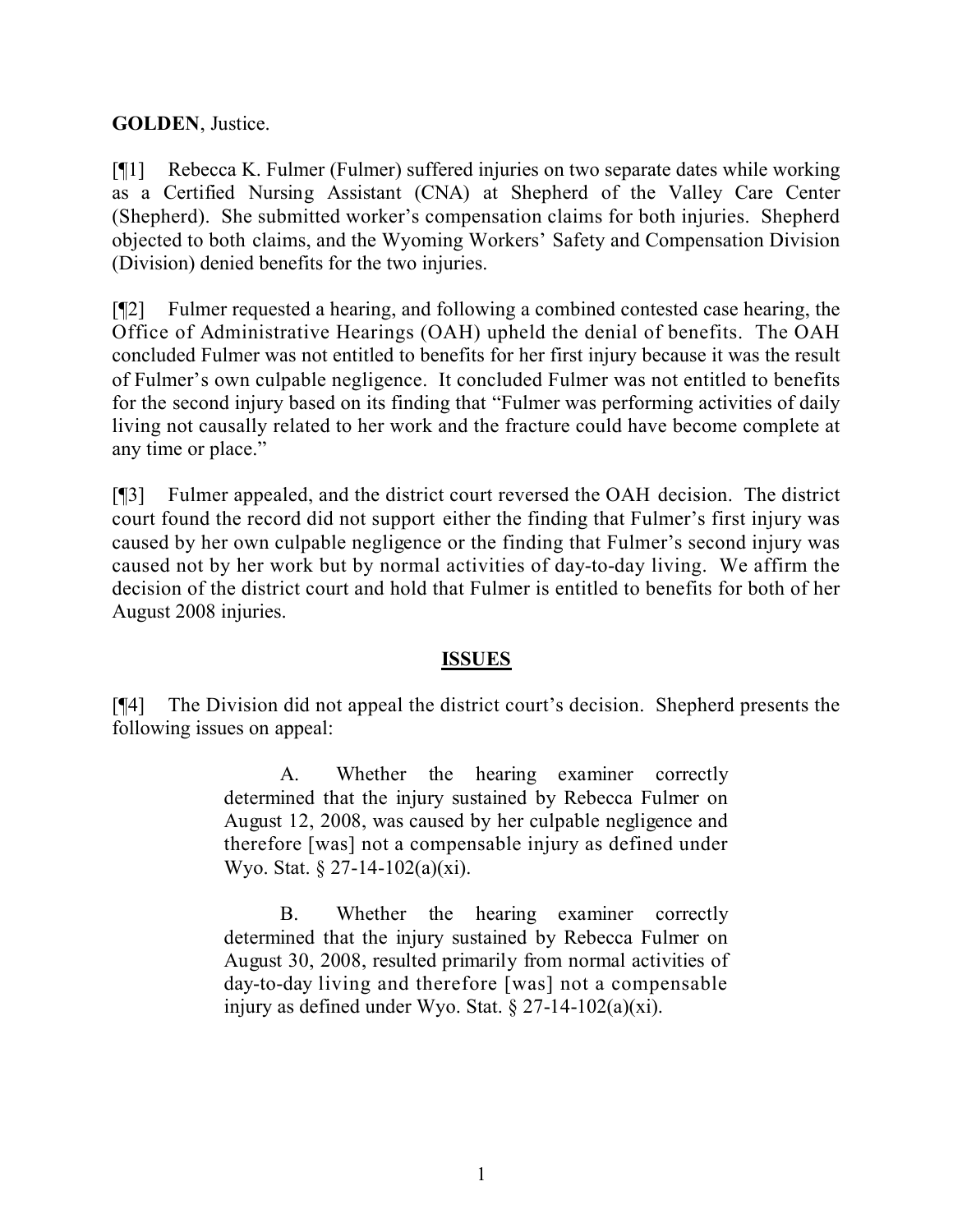**GOLDEN**, Justice.

[¶1] Rebecca K. Fulmer (Fulmer) suffered injuries on two separate dates while working as a Certified Nursing Assistant (CNA) at Shepherd of the Valley Care Center (Shepherd). She submitted worker's compensation claims for both injuries. Shepherd objected to both claims, and the Wyoming Workers' Safety and Compensation Division (Division) denied benefits for the two injuries.

[¶2] Fulmer requested a hearing, and following a combined contested case hearing, the Office of Administrative Hearings (OAH) upheld the denial of benefits. The OAH concluded Fulmer was not entitled to benefits for her first injury because it was the result of Fulmer's own culpable negligence. It concluded Fulmer was not entitled to benefits for the second injury based on its finding that "Fulmer was performing activities of daily living not causally related to her work and the fracture could have become complete at any time or place."

[¶3] Fulmer appealed, and the district court reversed the OAH decision. The district court found the record did not support either the finding that Fulmer's first injury was caused by her own culpable negligence or the finding that Fulmer's second injury was caused not by her work but by normal activities of day-to-day living. We affirm the decision of the district court and hold that Fulmer is entitled to benefits for both of her August 2008 injuries.

## ISSUES

[¶4] The Division did not appeal the district court's decision. Shepherd presents the following issues on appeal:

> A. Whether the hearing examiner correctly determined that the injury sustained by Rebecca Fulmer on August 12, 2008, was caused by her culpable negligence and therefore [was] not a compensable injury as defined under Wyo. Stat. § 27-14-102(a)(xi).
>
> B. Whether the hearing examiner correctly determined that the injury sustained by Rebecca Fulmer on August 30, 2008, resulted primarily from normal activities of day-to-day living and therefore [was] not a compensable injury as defined under Wyo. Stat. § 27-14-102(a)(xi).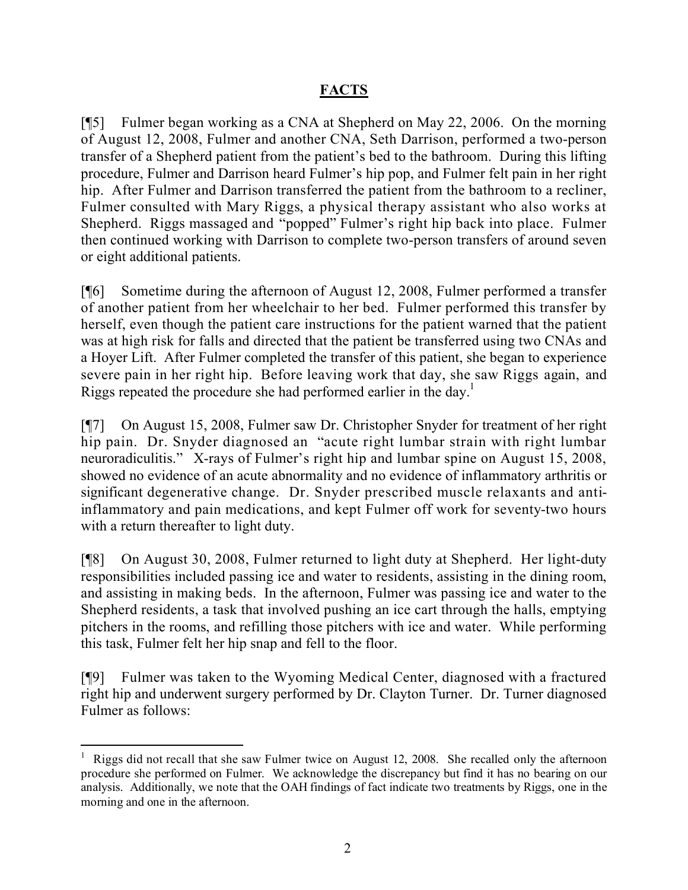## FACTS

[¶5] Fulmer began working as a CNA at Shepherd on May 22, 2006. On the morning of August 12, 2008, Fulmer and another CNA, Seth Darrison, performed a two-person transfer of a Shepherd patient from the patient's bed to the bathroom. During this lifting procedure, Fulmer and Darrison heard Fulmer's hip pop, and Fulmer felt pain in her right hip. After Fulmer and Darrison transferred the patient from the bathroom to a recliner, Fulmer consulted with Mary Riggs, a physical therapy assistant who also works at Shepherd. Riggs massaged and "popped" Fulmer's right hip back into place. Fulmer then continued working with Darrison to complete two-person transfers of around seven or eight additional patients.

[¶6] Sometime during the afternoon of August 12, 2008, Fulmer performed a transfer of another patient from her wheelchair to her bed. Fulmer performed this transfer by herself, even though the patient care instructions for the patient warned that the patient was at high risk for falls and directed that the patient be transferred using two CNAs and a Hoyer Lift. After Fulmer completed the transfer of this patient, she began to experience severe pain in her right hip. Before leaving work that day, she saw Riggs again, and Riggs repeated the procedure she had performed earlier in the day.[1]

[¶7] On August 15, 2008, Fulmer saw Dr. Christopher Snyder for treatment of her right hip pain. Dr. Snyder diagnosed an "acute right lumbar strain with right lumbar neuroradiculitis." X-rays of Fulmer's right hip and lumbar spine on August 15, 2008, showed no evidence of an acute abnormality and no evidence of inflammatory arthritis or significant degenerative change. Dr. Snyder prescribed muscle relaxants and anti-inflammatory and pain medications, and kept Fulmer off work for seventy-two hours with a return thereafter to light duty.

[¶8] On August 30, 2008, Fulmer returned to light duty at Shepherd. Her light-duty responsibilities included passing ice and water to residents, assisting in the dining room, and assisting in making beds. In the afternoon, Fulmer was passing ice and water to the Shepherd residents, a task that involved pushing an ice cart through the halls, emptying pitchers in the rooms, and refilling those pitchers with ice and water. While performing this task, Fulmer felt her hip snap and fell to the floor.

[¶9] Fulmer was taken to the Wyoming Medical Center, diagnosed with a fractured right hip and underwent surgery performed by Dr. Clayton Turner. Dr. Turner diagnosed Fulmer as follows:

---

[1] Riggs did not recall that she saw Fulmer twice on August 12, 2008. She recalled only the afternoon procedure she performed on Fulmer. We acknowledge the discrepancy but find it has no bearing on our analysis. Additionally, we note that the OAH findings of fact indicate two treatments by Riggs, one in the morning and one in the afternoon.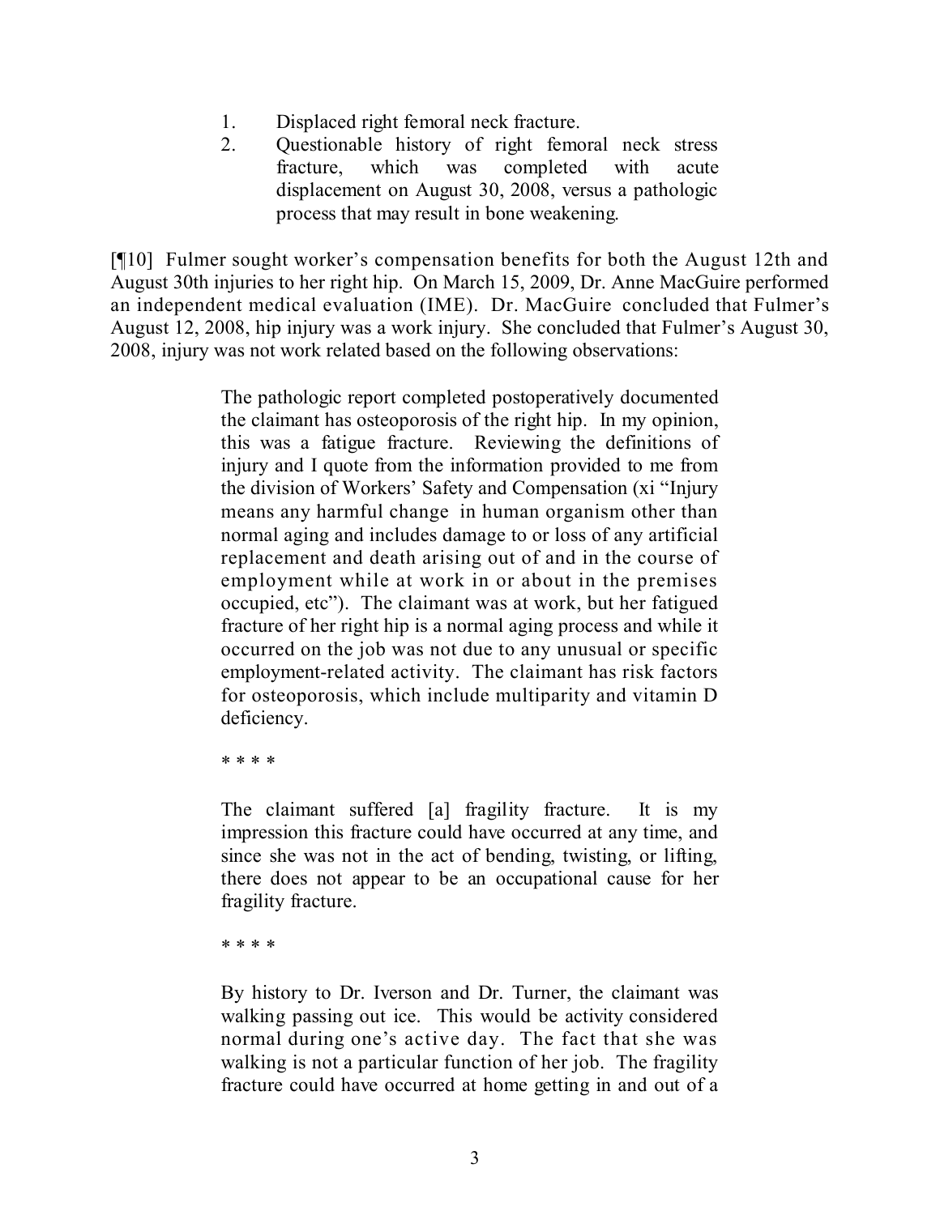1. Displaced right femoral neck fracture.
2. Questionable history of right femoral neck stress fracture, which was completed with acute displacement on August 30, 2008, versus a pathologic process that may result in bone weakening.

[¶10] Fulmer sought worker's compensation benefits for both the August 12th and August 30th injuries to her right hip. On March 15, 2009, Dr. Anne MacGuire performed an independent medical evaluation (IME). Dr. MacGuire concluded that Fulmer's August 12, 2008, hip injury was a work injury. She concluded that Fulmer's August 30, 2008, injury was not work related based on the following observations:

> The pathologic report completed postoperatively documented the claimant has osteoporosis of the right hip. In my opinion, this was a fatigue fracture. Reviewing the definitions of injury and I quote from the information provided to me from the division of Workers' Safety and Compensation (xi "Injury means any harmful change in human organism other than normal aging and includes damage to or loss of any artificial replacement and death arising out of and in the course of employment while at work in or about in the premises occupied, etc"). The claimant was at work, but her fatigued fracture of her right hip is a normal aging process and while it occurred on the job was not due to any unusual or specific employment-related activity. The claimant has risk factors for osteoporosis, which include multiparity and vitamin D deficiency.
>
> * * * *
>
> The claimant suffered [a] fragility fracture. It is my impression this fracture could have occurred at any time, and since she was not in the act of bending, twisting, or lifting, there does not appear to be an occupational cause for her fragility fracture.
>
> * * * *
>
> By history to Dr. Iverson and Dr. Turner, the claimant was walking passing out ice. This would be activity considered normal during one's active day. The fact that she was walking is not a particular function of her job. The fragility fracture could have occurred at home getting in and out of a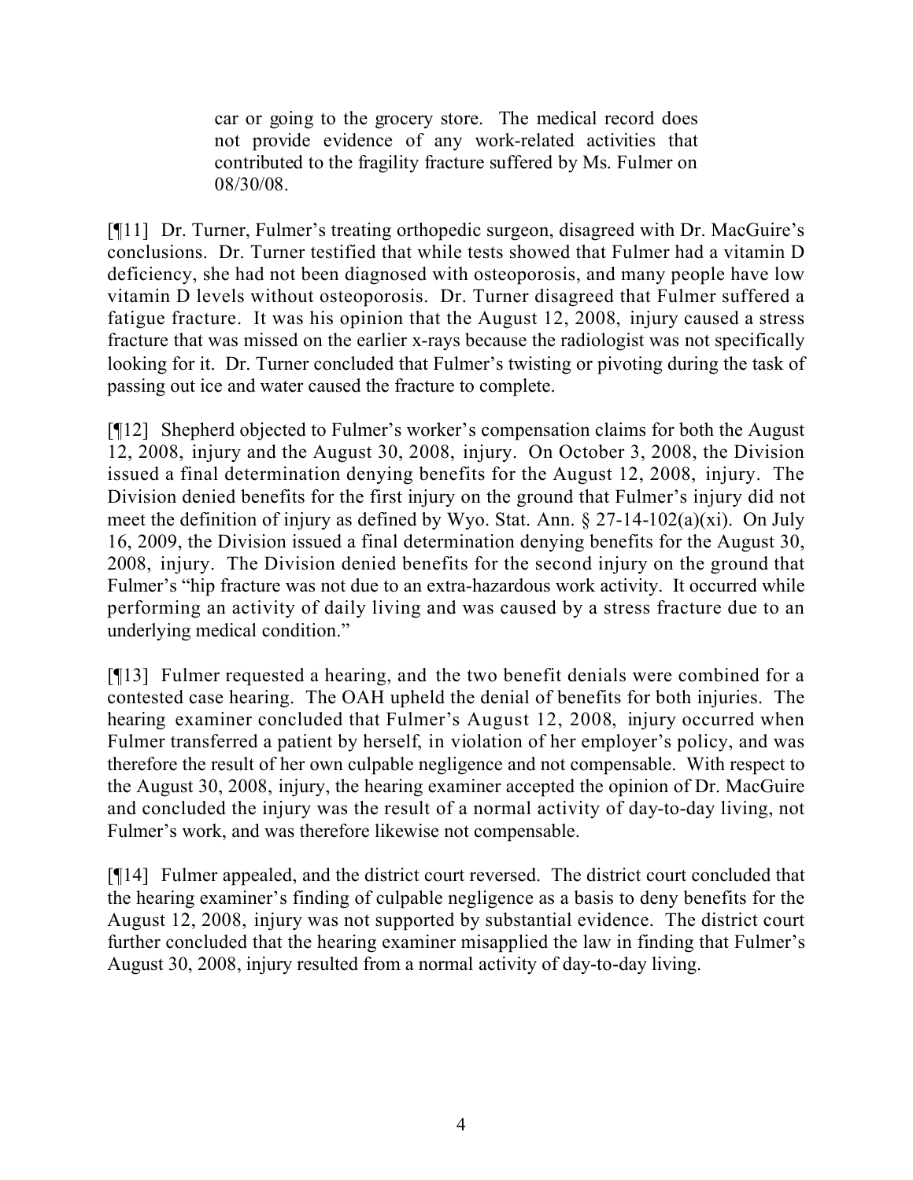> car or going to the grocery store. The medical record does not provide evidence of any work-related activities that contributed to the fragility fracture suffered by Ms. Fulmer on 08/30/08.

[¶11] Dr. Turner, Fulmer's treating orthopedic surgeon, disagreed with Dr. MacGuire's conclusions. Dr. Turner testified that while tests showed that Fulmer had a vitamin D deficiency, she had not been diagnosed with osteoporosis, and many people have low vitamin D levels without osteoporosis. Dr. Turner disagreed that Fulmer suffered a fatigue fracture. It was his opinion that the August 12, 2008, injury caused a stress fracture that was missed on the earlier x-rays because the radiologist was not specifically looking for it. Dr. Turner concluded that Fulmer's twisting or pivoting during the task of passing out ice and water caused the fracture to complete.

[¶12] Shepherd objected to Fulmer's worker's compensation claims for both the August 12, 2008, injury and the August 30, 2008, injury. On October 3, 2008, the Division issued a final determination denying benefits for the August 12, 2008, injury. The Division denied benefits for the first injury on the ground that Fulmer's injury did not meet the definition of injury as defined by Wyo. Stat. Ann. § 27-14-102(a)(xi). On July 16, 2009, the Division issued a final determination denying benefits for the August 30, 2008, injury. The Division denied benefits for the second injury on the ground that Fulmer's "hip fracture was not due to an extra-hazardous work activity. It occurred while performing an activity of daily living and was caused by a stress fracture due to an underlying medical condition."

[¶13] Fulmer requested a hearing, and the two benefit denials were combined for a contested case hearing. The OAH upheld the denial of benefits for both injuries. The hearing examiner concluded that Fulmer's August 12, 2008, injury occurred when Fulmer transferred a patient by herself, in violation of her employer's policy, and was therefore the result of her own culpable negligence and not compensable. With respect to the August 30, 2008, injury, the hearing examiner accepted the opinion of Dr. MacGuire and concluded the injury was the result of a normal activity of day-to-day living, not Fulmer's work, and was therefore likewise not compensable.

[¶14] Fulmer appealed, and the district court reversed. The district court concluded that the hearing examiner's finding of culpable negligence as a basis to deny benefits for the August 12, 2008, injury was not supported by substantial evidence. The district court further concluded that the hearing examiner misapplied the law in finding that Fulmer's August 30, 2008, injury resulted from a normal activity of day-to-day living.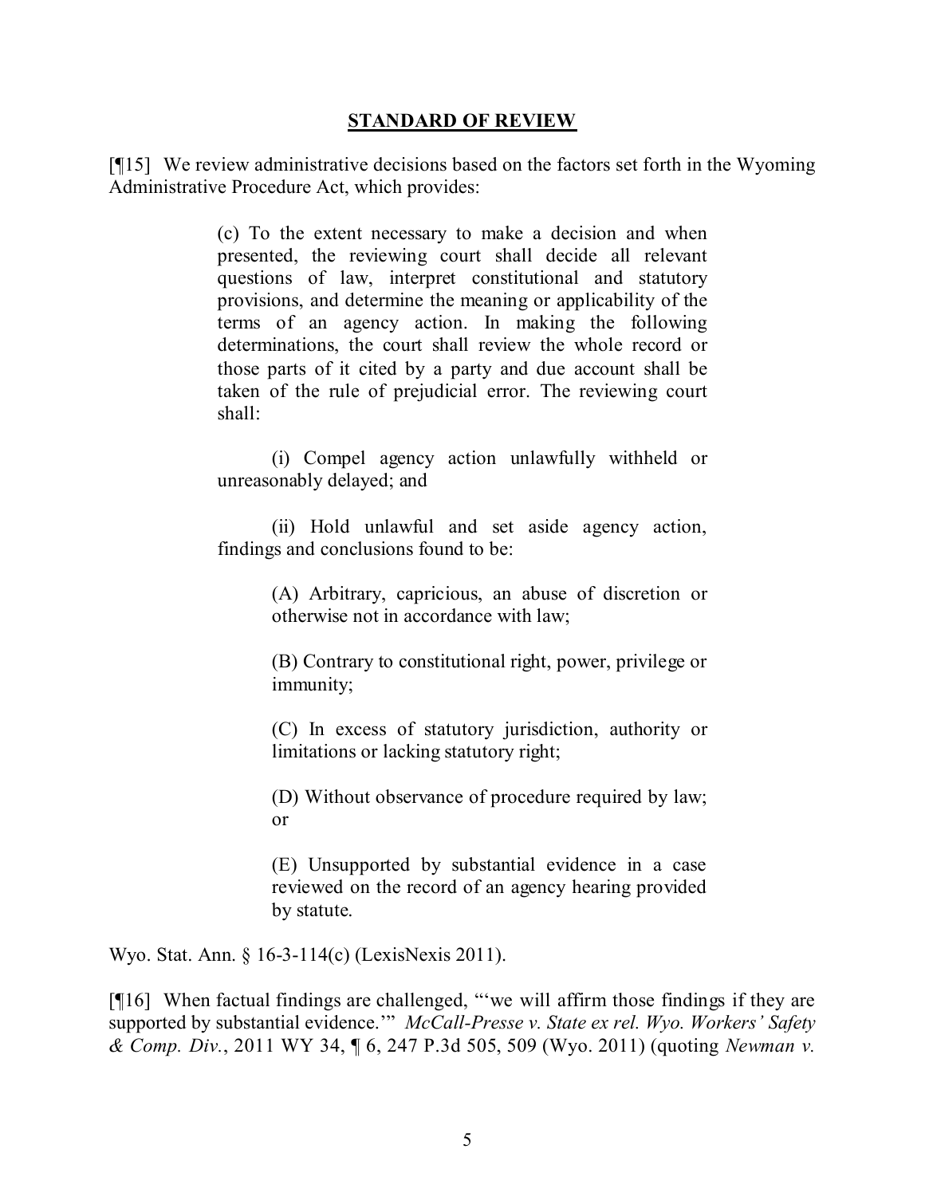## STANDARD OF REVIEW

[¶15] We review administrative decisions based on the factors set forth in the Wyoming Administrative Procedure Act, which provides:

> (c) To the extent necessary to make a decision and when presented, the reviewing court shall decide all relevant questions of law, interpret constitutional and statutory provisions, and determine the meaning or applicability of the terms of an agency action. In making the following determinations, the court shall review the whole record or those parts of it cited by a party and due account shall be taken of the rule of prejudicial error. The reviewing court shall:
>
> (i) Compel agency action unlawfully withheld or unreasonably delayed; and
>
> (ii) Hold unlawful and set aside agency action, findings and conclusions found to be:
>
> > (A) Arbitrary, capricious, an abuse of discretion or otherwise not in accordance with law;
> >
> > (B) Contrary to constitutional right, power, privilege or immunity;
> >
> > (C) In excess of statutory jurisdiction, authority or limitations or lacking statutory right;
> >
> > (D) Without observance of procedure required by law; or
> >
> > (E) Unsupported by substantial evidence in a case reviewed on the record of an agency hearing provided by statute.

Wyo. Stat. Ann. § 16-3-114(c) (LexisNexis 2011).

[¶16] When factual findings are challenged, "'we will affirm those findings if they are supported by substantial evidence.'" *McCall-Presse v. State ex rel. Wyo. Workers' Safety & Comp. Div.*, 2011 WY 34, ¶ 6, 247 P.3d 505, 509 (Wyo. 2011) (quoting *Newman v.*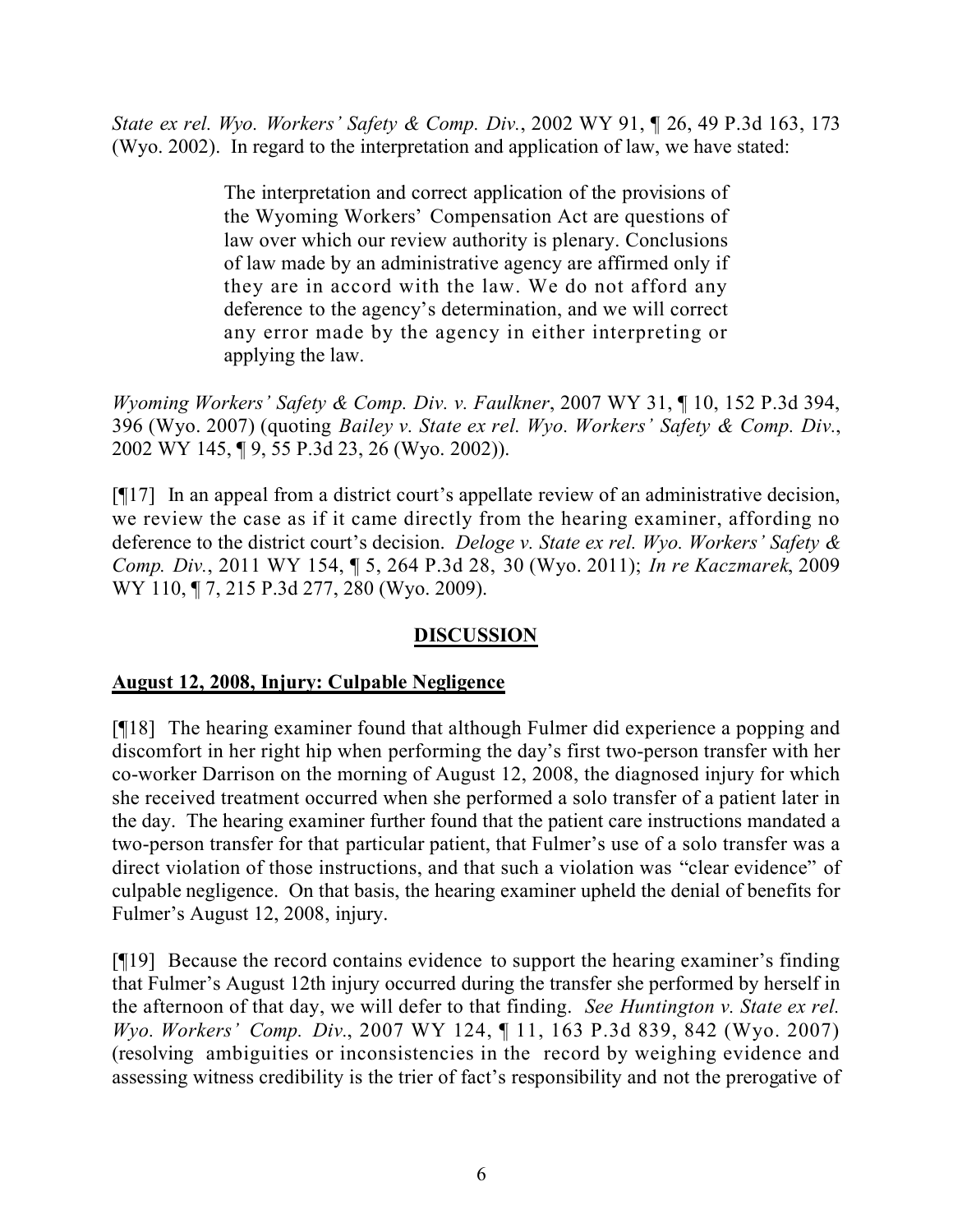*State ex rel. Wyo. Workers' Safety & Comp. Div.*, 2002 WY 91, ¶ 26, 49 P.3d 163, 173 (Wyo. 2002). In regard to the interpretation and application of law, we have stated:

> The interpretation and correct application of the provisions of the Wyoming Workers' Compensation Act are questions of law over which our review authority is plenary. Conclusions of law made by an administrative agency are affirmed only if they are in accord with the law. We do not afford any deference to the agency's determination, and we will correct any error made by the agency in either interpreting or applying the law.

*Wyoming Workers' Safety & Comp. Div. v. Faulkner*, 2007 WY 31, ¶ 10, 152 P.3d 394, 396 (Wyo. 2007) (quoting *Bailey v. State ex rel. Wyo. Workers' Safety & Comp. Div.*, 2002 WY 145, ¶ 9, 55 P.3d 23, 26 (Wyo. 2002)).

[¶17] In an appeal from a district court's appellate review of an administrative decision, we review the case as if it came directly from the hearing examiner, affording no deference to the district court's decision. *Deloge v. State ex rel. Wyo. Workers' Safety & Comp. Div.*, 2011 WY 154, ¶ 5, 264 P.3d 28, 30 (Wyo. 2011); *In re Kaczmarek*, 2009 WY 110, ¶ 7, 215 P.3d 277, 280 (Wyo. 2009).

## DISCUSSION

### August 12, 2008, Injury: Culpable Negligence

[¶18] The hearing examiner found that although Fulmer did experience a popping and discomfort in her right hip when performing the day's first two-person transfer with her co-worker Darrison on the morning of August 12, 2008, the diagnosed injury for which she received treatment occurred when she performed a solo transfer of a patient later in the day. The hearing examiner further found that the patient care instructions mandated a two-person transfer for that particular patient, that Fulmer's use of a solo transfer was a direct violation of those instructions, and that such a violation was "clear evidence" of culpable negligence. On that basis, the hearing examiner upheld the denial of benefits for Fulmer's August 12, 2008, injury.

[¶19] Because the record contains evidence to support the hearing examiner's finding that Fulmer's August 12th injury occurred during the transfer she performed by herself in the afternoon of that day, we will defer to that finding. *See Huntington v. State ex rel. Wyo. Workers' Comp. Div.*, 2007 WY 124, ¶ 11, 163 P.3d 839, 842 (Wyo. 2007) (resolving ambiguities or inconsistencies in the record by weighing evidence and assessing witness credibility is the trier of fact's responsibility and not the prerogative of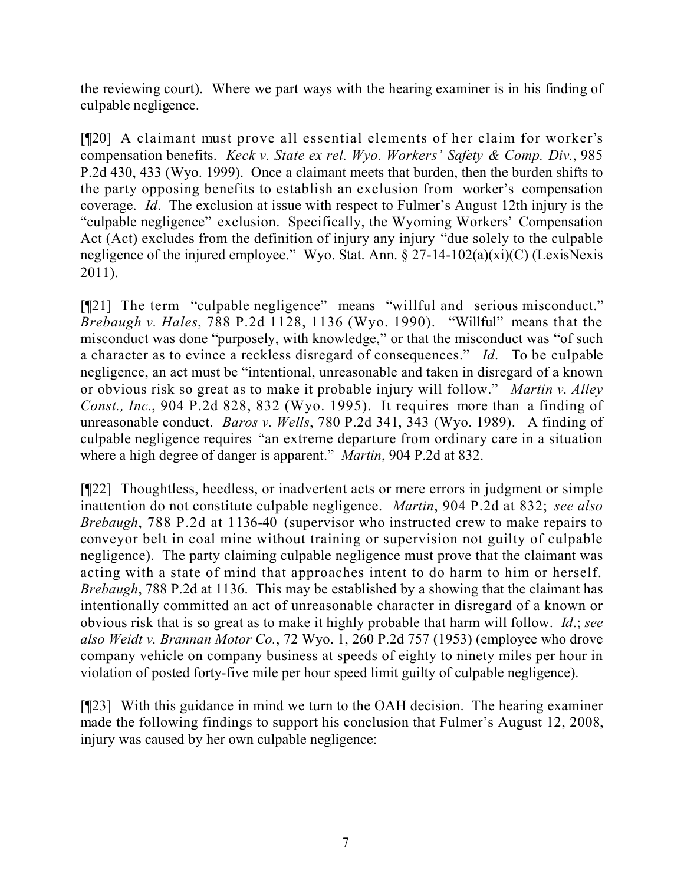the reviewing court). Where we part ways with the hearing examiner is in his finding of culpable negligence.

[¶20] A claimant must prove all essential elements of her claim for worker's compensation benefits. *Keck v. State ex rel. Wyo. Workers' Safety & Comp. Div.*, 985 P.2d 430, 433 (Wyo. 1999). Once a claimant meets that burden, then the burden shifts to the party opposing benefits to establish an exclusion from worker's compensation coverage. *Id*. The exclusion at issue with respect to Fulmer's August 12th injury is the "culpable negligence" exclusion. Specifically, the Wyoming Workers' Compensation Act (Act) excludes from the definition of injury any injury "due solely to the culpable negligence of the injured employee." Wyo. Stat. Ann. § 27-14-102(a)(xi)(C) (LexisNexis 2011).

[¶21] The term "culpable negligence" means "willful and serious misconduct." *Brebaugh v. Hales*, 788 P.2d 1128, 1136 (Wyo. 1990). "Willful" means that the misconduct was done "purposely, with knowledge," or that the misconduct was "of such a character as to evince a reckless disregard of consequences." *Id*. To be culpable negligence, an act must be "intentional, unreasonable and taken in disregard of a known or obvious risk so great as to make it probable injury will follow." *Martin v. Alley Const., Inc*., 904 P.2d 828, 832 (Wyo. 1995). It requires more than a finding of unreasonable conduct. *Baros v. Wells*, 780 P.2d 341, 343 (Wyo. 1989). A finding of culpable negligence requires "an extreme departure from ordinary care in a situation where a high degree of danger is apparent." *Martin*, 904 P.2d at 832.

[¶22] Thoughtless, heedless, or inadvertent acts or mere errors in judgment or simple inattention do not constitute culpable negligence. *Martin*, 904 P.2d at 832; *see also Brebaugh*, 788 P.2d at 1136-40 (supervisor who instructed crew to make repairs to conveyor belt in coal mine without training or supervision not guilty of culpable negligence). The party claiming culpable negligence must prove that the claimant was acting with a state of mind that approaches intent to do harm to him or herself. *Brebaugh*, 788 P.2d at 1136. This may be established by a showing that the claimant has intentionally committed an act of unreasonable character in disregard of a known or obvious risk that is so great as to make it highly probable that harm will follow. *Id*.; *see also Weidt v. Brannan Motor Co.*, 72 Wyo. 1, 260 P.2d 757 (1953) (employee who drove company vehicle on company business at speeds of eighty to ninety miles per hour in violation of posted forty-five mile per hour speed limit guilty of culpable negligence).

[¶23] With this guidance in mind we turn to the OAH decision. The hearing examiner made the following findings to support his conclusion that Fulmer's August 12, 2008, injury was caused by her own culpable negligence: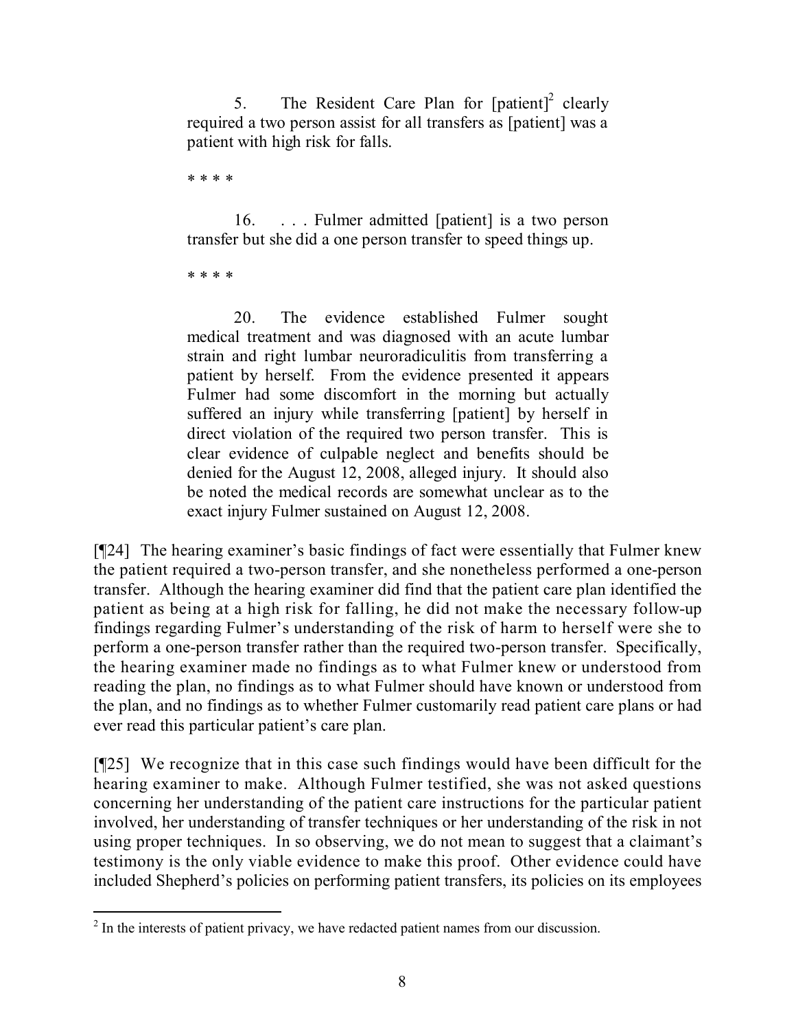> 5. The Resident Care Plan for [patient][2] clearly required a two person assist for all transfers as [patient] was a patient with high risk for falls.
>
> * * * *
>
> 16. . . . Fulmer admitted [patient] is a two person transfer but she did a one person transfer to speed things up.
>
> * * * *
>
> 20. The evidence established Fulmer sought medical treatment and was diagnosed with an acute lumbar strain and right lumbar neuroradiculitis from transferring a patient by herself. From the evidence presented it appears Fulmer had some discomfort in the morning but actually suffered an injury while transferring [patient] by herself in direct violation of the required two person transfer. This is clear evidence of culpable neglect and benefits should be denied for the August 12, 2008, alleged injury. It should also be noted the medical records are somewhat unclear as to the exact injury Fulmer sustained on August 12, 2008.

[¶24] The hearing examiner's basic findings of fact were essentially that Fulmer knew the patient required a two-person transfer, and she nonetheless performed a one-person transfer. Although the hearing examiner did find that the patient care plan identified the patient as being at a high risk for falling, he did not make the necessary follow-up findings regarding Fulmer's understanding of the risk of harm to herself were she to perform a one-person transfer rather than the required two-person transfer. Specifically, the hearing examiner made no findings as to what Fulmer knew or understood from reading the plan, no findings as to what Fulmer should have known or understood from the plan, and no findings as to whether Fulmer customarily read patient care plans or had ever read this particular patient's care plan.

[¶25] We recognize that in this case such findings would have been difficult for the hearing examiner to make. Although Fulmer testified, she was not asked questions concerning her understanding of the patient care instructions for the particular patient involved, her understanding of transfer techniques or her understanding of the risk in not using proper techniques. In so observing, we do not mean to suggest that a claimant's testimony is the only viable evidence to make this proof. Other evidence could have included Shepherd's policies on performing patient transfers, its policies on its employees

---

[2] In the interests of patient privacy, we have redacted patient names from our discussion.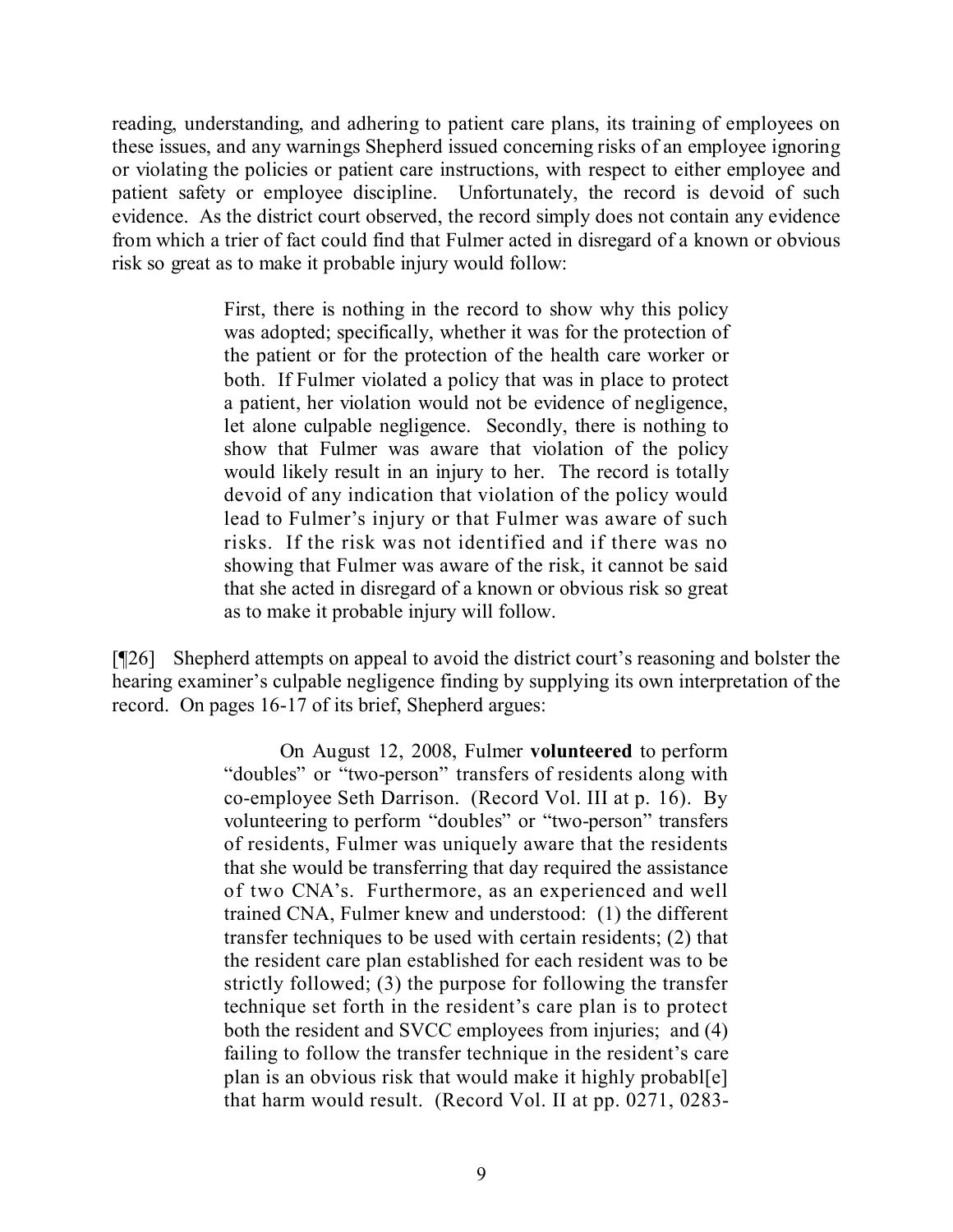reading, understanding, and adhering to patient care plans, its training of employees on these issues, and any warnings Shepherd issued concerning risks of an employee ignoring or violating the policies or patient care instructions, with respect to either employee and patient safety or employee discipline. Unfortunately, the record is devoid of such evidence. As the district court observed, the record simply does not contain any evidence from which a trier of fact could find that Fulmer acted in disregard of a known or obvious risk so great as to make it probable injury would follow:

> First, there is nothing in the record to show why this policy was adopted; specifically, whether it was for the protection of the patient or for the protection of the health care worker or both. If Fulmer violated a policy that was in place to protect a patient, her violation would not be evidence of negligence, let alone culpable negligence. Secondly, there is nothing to show that Fulmer was aware that violation of the policy would likely result in an injury to her. The record is totally devoid of any indication that violation of the policy would lead to Fulmer's injury or that Fulmer was aware of such risks. If the risk was not identified and if there was no showing that Fulmer was aware of the risk, it cannot be said that she acted in disregard of a known or obvious risk so great as to make it probable injury will follow.

[¶26] Shepherd attempts on appeal to avoid the district court's reasoning and bolster the hearing examiner's culpable negligence finding by supplying its own interpretation of the record. On pages 16-17 of its brief, Shepherd argues:

> On August 12, 2008, Fulmer **volunteered** to perform "doubles" or "two-person" transfers of residents along with co-employee Seth Darrison. (Record Vol. III at p. 16). By volunteering to perform "doubles" or "two-person" transfers of residents, Fulmer was uniquely aware that the residents that she would be transferring that day required the assistance of two CNA's. Furthermore, as an experienced and well trained CNA, Fulmer knew and understood: (1) the different transfer techniques to be used with certain residents; (2) that the resident care plan established for each resident was to be strictly followed; (3) the purpose for following the transfer technique set forth in the resident's care plan is to protect both the resident and SVCC employees from injuries; and (4) failing to follow the transfer technique in the resident's care plan is an obvious risk that would make it highly probabl[e] that harm would result. (Record Vol. II at pp. 0271, 0283-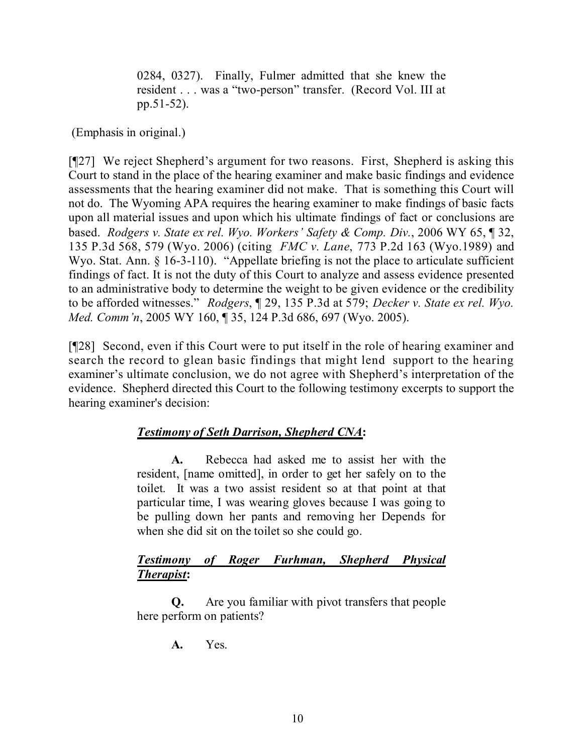> 0284, 0327). Finally, Fulmer admitted that she knew the resident . . . was a "two-person" transfer. (Record Vol. III at pp.51-52).

(Emphasis in original.)

[¶27] We reject Shepherd's argument for two reasons. First, Shepherd is asking this Court to stand in the place of the hearing examiner and make basic findings and evidence assessments that the hearing examiner did not make. That is something this Court will not do. The Wyoming APA requires the hearing examiner to make findings of basic facts upon all material issues and upon which his ultimate findings of fact or conclusions are based. *Rodgers v. State ex rel. Wyo. Workers' Safety & Comp. Div.*, 2006 WY 65, ¶ 32, 135 P.3d 568, 579 (Wyo. 2006) (citing *FMC v. Lane*, 773 P.2d 163 (Wyo.1989) and Wyo. Stat. Ann. § 16-3-110). "Appellate briefing is not the place to articulate sufficient findings of fact. It is not the duty of this Court to analyze and assess evidence presented to an administrative body to determine the weight to be given evidence or the credibility to be afforded witnesses." *Rodgers*, ¶ 29, 135 P.3d at 579; *Decker v. State ex rel. Wyo. Med. Comm'n*, 2005 WY 160, ¶ 35, 124 P.3d 686, 697 (Wyo. 2005).

[¶28] Second, even if this Court were to put itself in the role of hearing examiner and search the record to glean basic findings that might lend support to the hearing examiner's ultimate conclusion, we do not agree with Shepherd's interpretation of the evidence. Shepherd directed this Court to the following testimony excerpts to support the hearing examiner's decision:

> ***Testimony of Seth Darrison, Shepherd CNA*:**
>
> **A.** Rebecca had asked me to assist her with the resident, [name omitted], in order to get her safely on to the toilet. It was a two assist resident so at that point at that particular time, I was wearing gloves because I was going to be pulling down her pants and removing her Depends for when she did sit on the toilet so she could go.
>
> ***Testimony of Roger Furhman, Shepherd Physical Therapist*:**
>
> **Q.** Are you familiar with pivot transfers that people here perform on patients?
>
> **A.** Yes.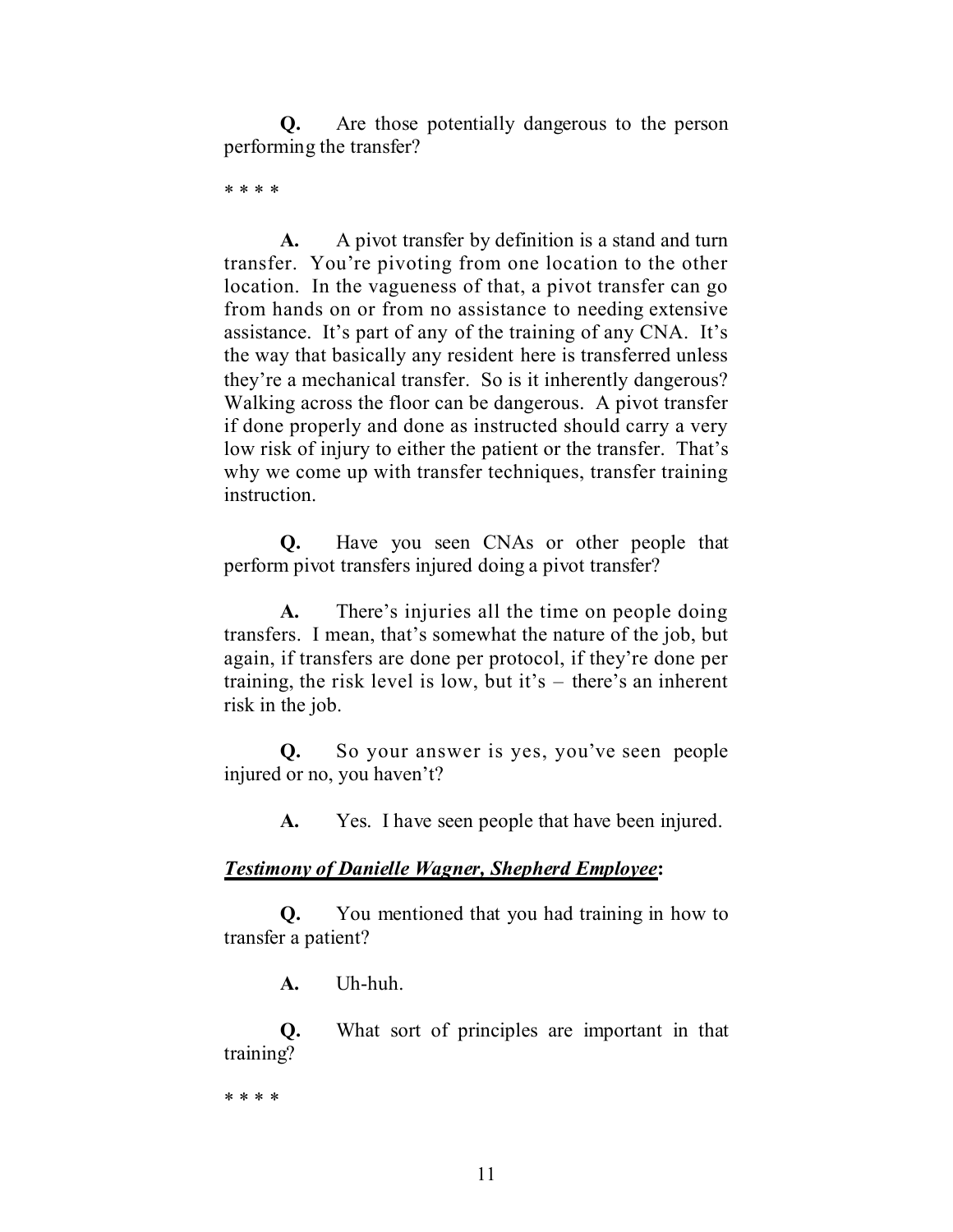**Q.** Are those potentially dangerous to the person performing the transfer?

* * * *

**A.** A pivot transfer by definition is a stand and turn transfer. You're pivoting from one location to the other location. In the vagueness of that, a pivot transfer can go from hands on or from no assistance to needing extensive assistance. It's part of any of the training of any CNA. It's the way that basically any resident here is transferred unless they're a mechanical transfer. So is it inherently dangerous? Walking across the floor can be dangerous. A pivot transfer if done properly and done as instructed should carry a very low risk of injury to either the patient or the transfer. That's why we come up with transfer techniques, transfer training instruction.

**Q.** Have you seen CNAs or other people that perform pivot transfers injured doing a pivot transfer?

**A.** There's injuries all the time on people doing transfers. I mean, that's somewhat the nature of the job, but again, if transfers are done per protocol, if they're done per training, the risk level is low, but it's – there's an inherent risk in the job.

**Q.** So your answer is yes, you've seen people injured or no, you haven't?

**A.** Yes. I have seen people that have been injured.

***Testimony of Danielle Wagner, Shepherd Employee*:**

**Q.** You mentioned that you had training in how to transfer a patient?

**A.** Uh-huh.

**Q.** What sort of principles are important in that training?

* * * *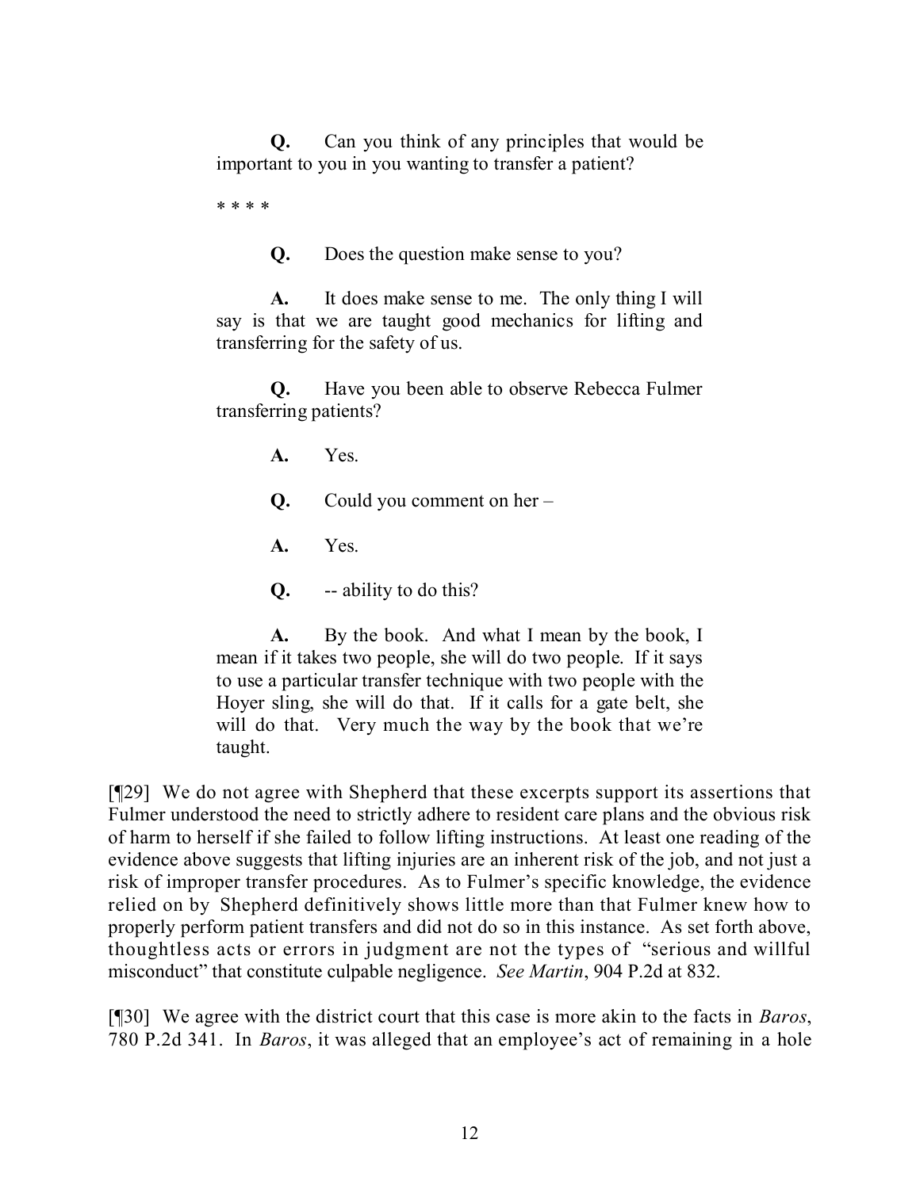> **Q.** Can you think of any principles that would be important to you in you wanting to transfer a patient?
>
> * * * *
>
> **Q.** Does the question make sense to you?
>
> **A.** It does make sense to me. The only thing I will say is that we are taught good mechanics for lifting and transferring for the safety of us.
>
> **Q.** Have you been able to observe Rebecca Fulmer transferring patients?
>
> **A.** Yes.
>
> **Q.** Could you comment on her –
>
> **A.** Yes.
>
> **Q.** -- ability to do this?
>
> **A.** By the book. And what I mean by the book, I mean if it takes two people, she will do two people. If it says to use a particular transfer technique with two people with the Hoyer sling, she will do that. If it calls for a gate belt, she will do that. Very much the way by the book that we're taught.

[¶29] We do not agree with Shepherd that these excerpts support its assertions that Fulmer understood the need to strictly adhere to resident care plans and the obvious risk of harm to herself if she failed to follow lifting instructions. At least one reading of the evidence above suggests that lifting injuries are an inherent risk of the job, and not just a risk of improper transfer procedures. As to Fulmer's specific knowledge, the evidence relied on by Shepherd definitively shows little more than that Fulmer knew how to properly perform patient transfers and did not do so in this instance. As set forth above, thoughtless acts or errors in judgment are not the types of "serious and willful misconduct" that constitute culpable negligence. *See Martin*, 904 P.2d at 832.

[¶30] We agree with the district court that this case is more akin to the facts in *Baros*, 780 P.2d 341. In *Baros*, it was alleged that an employee's act of remaining in a hole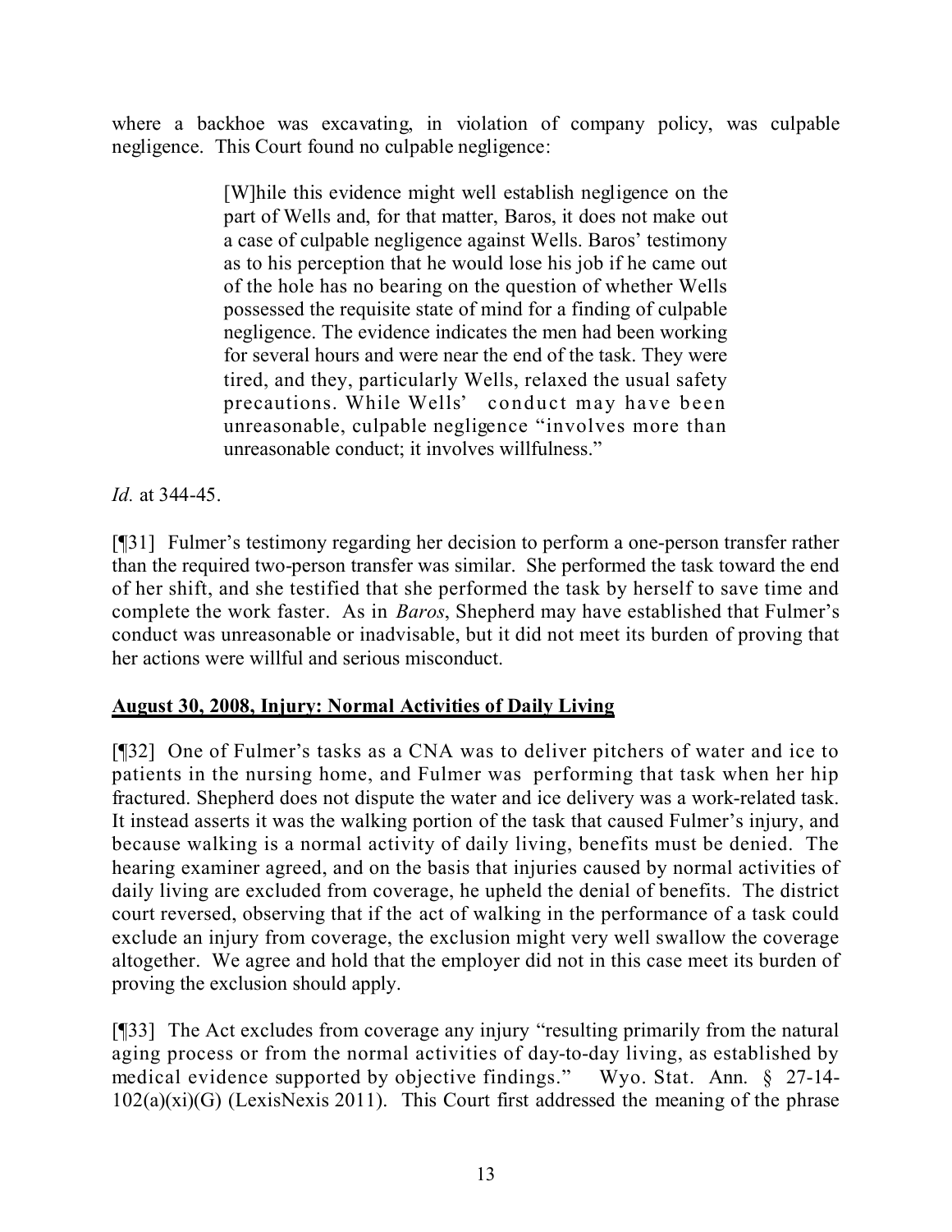where a backhoe was excavating, in violation of company policy, was culpable negligence. This Court found no culpable negligence:

> [W]hile this evidence might well establish negligence on the part of Wells and, for that matter, Baros, it does not make out a case of culpable negligence against Wells. Baros' testimony as to his perception that he would lose his job if he came out of the hole has no bearing on the question of whether Wells possessed the requisite state of mind for a finding of culpable negligence. The evidence indicates the men had been working for several hours and were near the end of the task. They were tired, and they, particularly Wells, relaxed the usual safety precautions. While Wells' conduct may have been unreasonable, culpable negligence "involves more than unreasonable conduct; it involves willfulness."

*Id.* at 344-45.

[¶31] Fulmer's testimony regarding her decision to perform a one-person transfer rather than the required two-person transfer was similar. She performed the task toward the end of her shift, and she testified that she performed the task by herself to save time and complete the work faster. As in *Baros*, Shepherd may have established that Fulmer's conduct was unreasonable or inadvisable, but it did not meet its burden of proving that her actions were willful and serious misconduct.

**August 30, 2008, Injury: Normal Activities of Daily Living**

[¶32] One of Fulmer's tasks as a CNA was to deliver pitchers of water and ice to patients in the nursing home, and Fulmer was performing that task when her hip fractured. Shepherd does not dispute the water and ice delivery was a work-related task. It instead asserts it was the walking portion of the task that caused Fulmer's injury, and because walking is a normal activity of daily living, benefits must be denied. The hearing examiner agreed, and on the basis that injuries caused by normal activities of daily living are excluded from coverage, he upheld the denial of benefits. The district court reversed, observing that if the act of walking in the performance of a task could exclude an injury from coverage, the exclusion might very well swallow the coverage altogether. We agree and hold that the employer did not in this case meet its burden of proving the exclusion should apply.

[¶33] The Act excludes from coverage any injury "resulting primarily from the natural aging process or from the normal activities of day-to-day living, as established by medical evidence supported by objective findings." Wyo. Stat. Ann. § 27-14-102(a)(xi)(G) (LexisNexis 2011). This Court first addressed the meaning of the phrase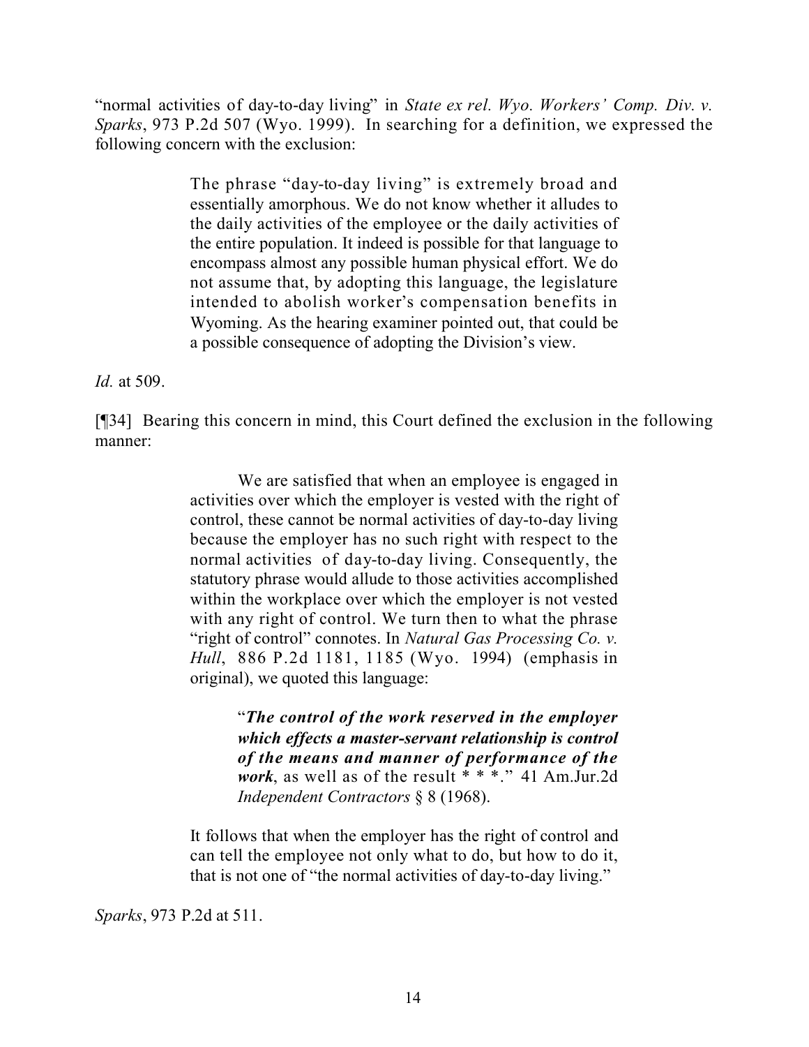"normal activities of day-to-day living" in *State ex rel. Wyo. Workers' Comp. Div. v. Sparks*, 973 P.2d 507 (Wyo. 1999). In searching for a definition, we expressed the following concern with the exclusion:

> The phrase "day-to-day living" is extremely broad and essentially amorphous. We do not know whether it alludes to the daily activities of the employee or the daily activities of the entire population. It indeed is possible for that language to encompass almost any possible human physical effort. We do not assume that, by adopting this language, the legislature intended to abolish worker's compensation benefits in Wyoming. As the hearing examiner pointed out, that could be a possible consequence of adopting the Division's view.

*Id.* at 509.

[¶34] Bearing this concern in mind, this Court defined the exclusion in the following manner:

> We are satisfied that when an employee is engaged in activities over which the employer is vested with the right of control, these cannot be normal activities of day-to-day living because the employer has no such right with respect to the normal activities of day-to-day living. Consequently, the statutory phrase would allude to those activities accomplished within the workplace over which the employer is not vested with any right of control. We turn then to what the phrase "right of control" connotes. In *Natural Gas Processing Co. v. Hull*, 886 P.2d 1181, 1185 (Wyo. 1994) (emphasis in original), we quoted this language:
>
> > "***The control of the work reserved in the employer which effects a master-servant relationship is control of the means and manner of performance of the work***, as well as of the result * * *." 41 Am.Jur.2d *Independent Contractors* § 8 (1968).
>
> It follows that when the employer has the right of control and can tell the employee not only what to do, but how to do it, that is not one of "the normal activities of day-to-day living."

*Sparks*, 973 P.2d at 511.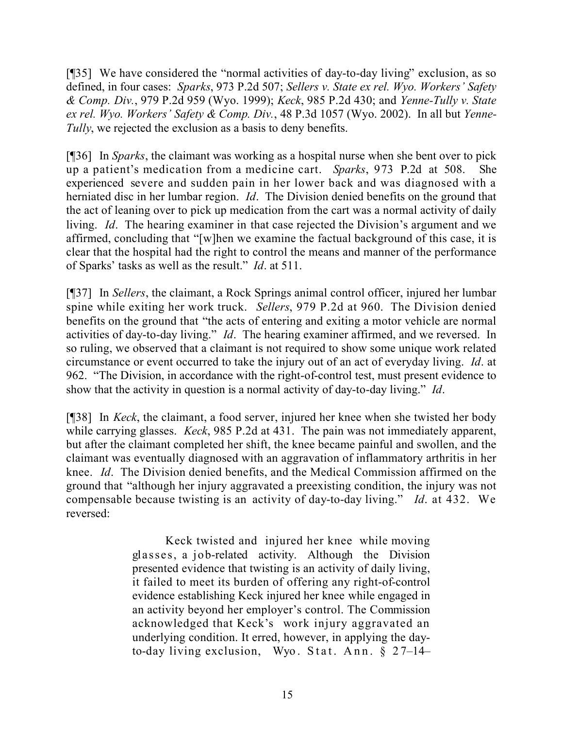[¶35] We have considered the "normal activities of day-to-day living" exclusion, as so defined, in four cases: *Sparks*, 973 P.2d 507; *Sellers v. State ex rel. Wyo. Workers' Safety & Comp. Div.*, 979 P.2d 959 (Wyo. 1999); *Keck*, 985 P.2d 430; and *Yenne-Tully v. State ex rel. Wyo. Workers' Safety & Comp. Div.*, 48 P.3d 1057 (Wyo. 2002). In all but *Yenne-Tully*, we rejected the exclusion as a basis to deny benefits.

[¶36] In *Sparks*, the claimant was working as a hospital nurse when she bent over to pick up a patient's medication from a medicine cart. *Sparks*, 973 P.2d at 508. She experienced severe and sudden pain in her lower back and was diagnosed with a herniated disc in her lumbar region. *Id*. The Division denied benefits on the ground that the act of leaning over to pick up medication from the cart was a normal activity of daily living. *Id*. The hearing examiner in that case rejected the Division's argument and we affirmed, concluding that "[w]hen we examine the factual background of this case, it is clear that the hospital had the right to control the means and manner of the performance of Sparks' tasks as well as the result." *Id*. at 511.

[¶37] In *Sellers*, the claimant, a Rock Springs animal control officer, injured her lumbar spine while exiting her work truck. *Sellers*, 979 P.2d at 960. The Division denied benefits on the ground that "the acts of entering and exiting a motor vehicle are normal activities of day-to-day living." *Id*. The hearing examiner affirmed, and we reversed. In so ruling, we observed that a claimant is not required to show some unique work related circumstance or event occurred to take the injury out of an act of everyday living. *Id*. at 962. "The Division, in accordance with the right-of-control test, must present evidence to show that the activity in question is a normal activity of day-to-day living." *Id*.

[¶38] In *Keck*, the claimant, a food server, injured her knee when she twisted her body while carrying glasses. *Keck*, 985 P.2d at 431. The pain was not immediately apparent, but after the claimant completed her shift, the knee became painful and swollen, and the claimant was eventually diagnosed with an aggravation of inflammatory arthritis in her knee. *Id*. The Division denied benefits, and the Medical Commission affirmed on the ground that "although her injury aggravated a preexisting condition, the injury was not compensable because twisting is an activity of day-to-day living." *Id*. at 432. We reversed:

> Keck twisted and injured her knee while moving glasses, a job-related activity. Although the Division presented evidence that twisting is an activity of daily living, it failed to meet its burden of offering any right-of-control evidence establishing Keck injured her knee while engaged in an activity beyond her employer's control. The Commission acknowledged that Keck's work injury aggravated an underlying condition. It erred, however, in applying the day-to-day living exclusion, Wyo. Stat. Ann. § 27–14–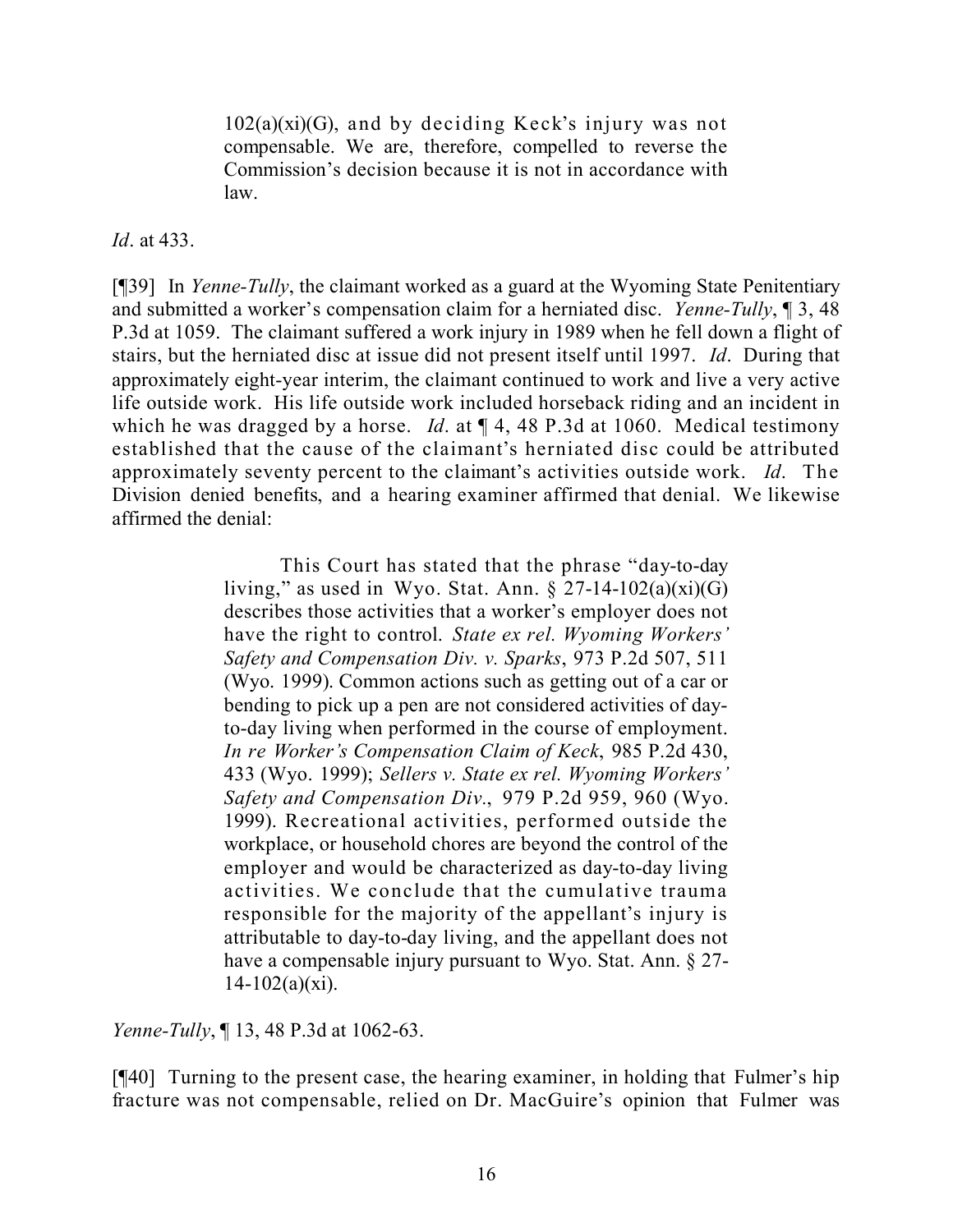> 102(a)(xi)(G), and by deciding Keck's injury was not compensable. We are, therefore, compelled to reverse the Commission's decision because it is not in accordance with law.

*Id*. at 433.

[¶39] In *Yenne-Tully*, the claimant worked as a guard at the Wyoming State Penitentiary and submitted a worker's compensation claim for a herniated disc. *Yenne-Tully*, ¶ 3, 48 P.3d at 1059. The claimant suffered a work injury in 1989 when he fell down a flight of stairs, but the herniated disc at issue did not present itself until 1997. *Id*. During that approximately eight-year interim, the claimant continued to work and live a very active life outside work. His life outside work included horseback riding and an incident in which he was dragged by a horse. *Id*. at ¶ 4, 48 P.3d at 1060. Medical testimony established that the cause of the claimant's herniated disc could be attributed approximately seventy percent to the claimant's activities outside work. *Id*. The Division denied benefits, and a hearing examiner affirmed that denial. We likewise affirmed the denial:

> This Court has stated that the phrase "day-to-day living," as used in Wyo. Stat. Ann. § 27-14-102(a)(xi)(G) describes those activities that a worker's employer does not have the right to control. *State ex rel. Wyoming Workers' Safety and Compensation Div. v. Sparks*, 973 P.2d 507, 511 (Wyo. 1999). Common actions such as getting out of a car or bending to pick up a pen are not considered activities of day-to-day living when performed in the course of employment. *In re Worker's Compensation Claim of Keck*, 985 P.2d 430, 433 (Wyo. 1999); *Sellers v. State ex rel. Wyoming Workers' Safety and Compensation Div*., 979 P.2d 959, 960 (Wyo. 1999). Recreational activities, performed outside the workplace, or household chores are beyond the control of the employer and would be characterized as day-to-day living activities. We conclude that the cumulative trauma responsible for the majority of the appellant's injury is attributable to day-to-day living, and the appellant does not have a compensable injury pursuant to Wyo. Stat. Ann. § 27-14-102(a)(xi).

*Yenne-Tully*, ¶ 13, 48 P.3d at 1062-63.

[¶40] Turning to the present case, the hearing examiner, in holding that Fulmer's hip fracture was not compensable, relied on Dr. MacGuire's opinion that Fulmer was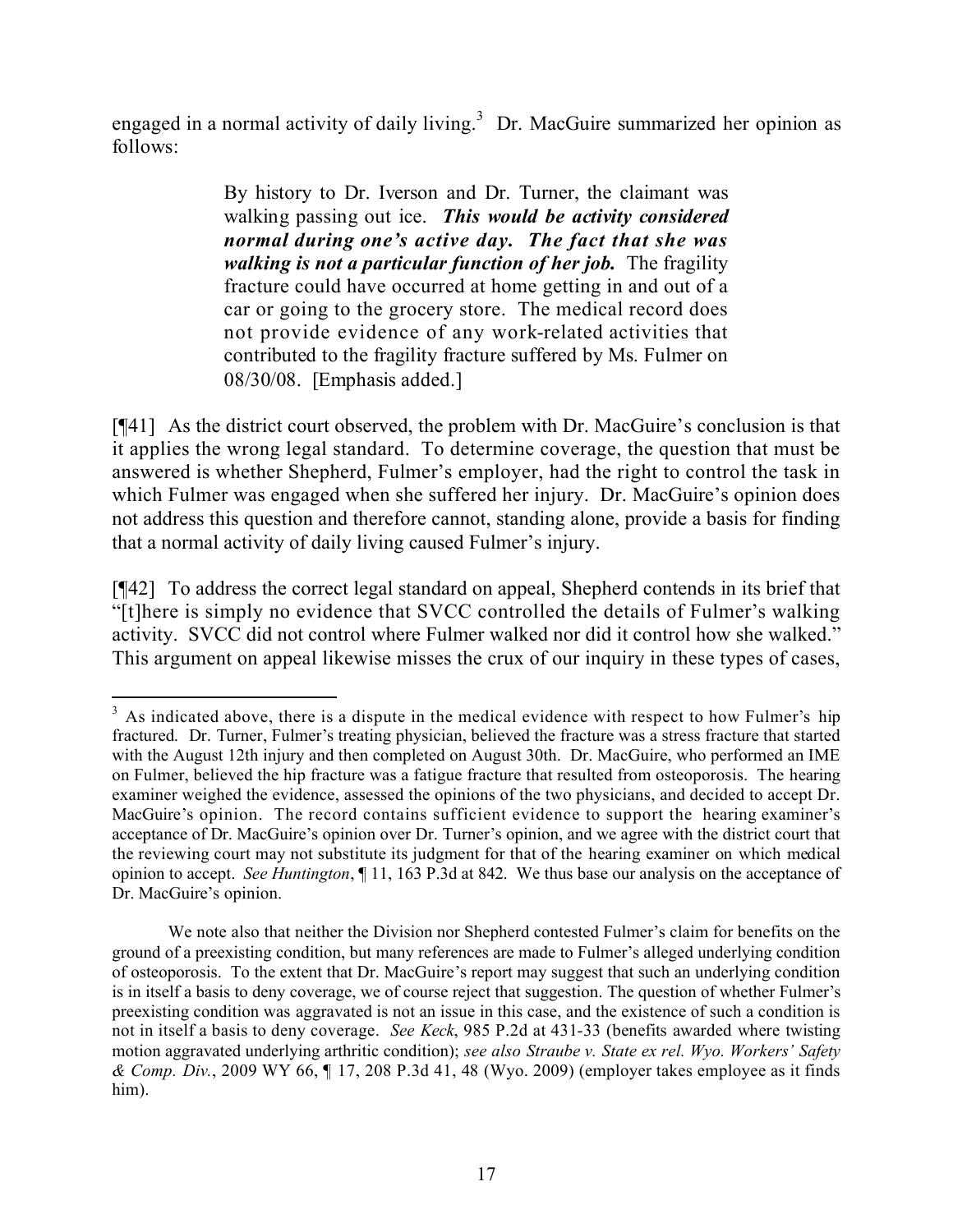engaged in a normal activity of daily living.[3] Dr. MacGuire summarized her opinion as follows:

> By history to Dr. Iverson and Dr. Turner, the claimant was walking passing out ice. ***This would be activity considered normal during one's active day. The fact that she was walking is not a particular function of her job.*** The fragility fracture could have occurred at home getting in and out of a car or going to the grocery store. The medical record does not provide evidence of any work-related activities that contributed to the fragility fracture suffered by Ms. Fulmer on 08/30/08. [Emphasis added.]

[¶41] As the district court observed, the problem with Dr. MacGuire's conclusion is that it applies the wrong legal standard. To determine coverage, the question that must be answered is whether Shepherd, Fulmer's employer, had the right to control the task in which Fulmer was engaged when she suffered her injury. Dr. MacGuire's opinion does not address this question and therefore cannot, standing alone, provide a basis for finding that a normal activity of daily living caused Fulmer's injury.

[¶42] To address the correct legal standard on appeal, Shepherd contends in its brief that "[t]here is simply no evidence that SVCC controlled the details of Fulmer's walking activity. SVCC did not control where Fulmer walked nor did it control how she walked." This argument on appeal likewise misses the crux of our inquiry in these types of cases,

---

[3] As indicated above, there is a dispute in the medical evidence with respect to how Fulmer's hip fractured. Dr. Turner, Fulmer's treating physician, believed the fracture was a stress fracture that started with the August 12th injury and then completed on August 30th. Dr. MacGuire, who performed an IME on Fulmer, believed the hip fracture was a fatigue fracture that resulted from osteoporosis. The hearing examiner weighed the evidence, assessed the opinions of the two physicians, and decided to accept Dr. MacGuire's opinion. The record contains sufficient evidence to support the hearing examiner's acceptance of Dr. MacGuire's opinion over Dr. Turner's opinion, and we agree with the district court that the reviewing court may not substitute its judgment for that of the hearing examiner on which medical opinion to accept. *See Huntington*, ¶ 11, 163 P.3d at 842. We thus base our analysis on the acceptance of Dr. MacGuire's opinion.

We note also that neither the Division nor Shepherd contested Fulmer's claim for benefits on the ground of a preexisting condition, but many references are made to Fulmer's alleged underlying condition of osteoporosis. To the extent that Dr. MacGuire's report may suggest that such an underlying condition is in itself a basis to deny coverage, we of course reject that suggestion. The question of whether Fulmer's preexisting condition was aggravated is not an issue in this case, and the existence of such a condition is not in itself a basis to deny coverage. *See Keck*, 985 P.2d at 431-33 (benefits awarded where twisting motion aggravated underlying arthritic condition); *see also Straube v. State ex rel. Wyo. Workers' Safety & Comp. Div.*, 2009 WY 66, ¶ 17, 208 P.3d 41, 48 (Wyo. 2009) (employer takes employee as it finds him).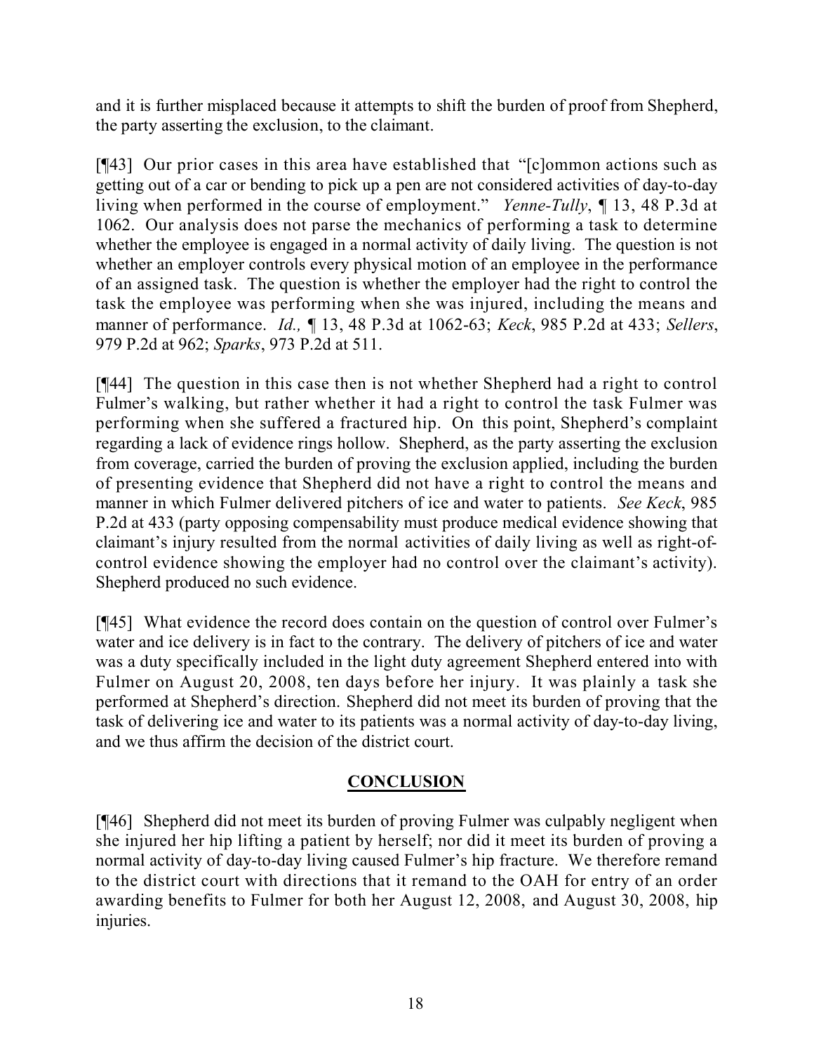and it is further misplaced because it attempts to shift the burden of proof from Shepherd, the party asserting the exclusion, to the claimant.

[¶43] Our prior cases in this area have established that "[c]ommon actions such as getting out of a car or bending to pick up a pen are not considered activities of day-to-day living when performed in the course of employment." *Yenne-Tully*, ¶ 13, 48 P.3d at 1062. Our analysis does not parse the mechanics of performing a task to determine whether the employee is engaged in a normal activity of daily living. The question is not whether an employer controls every physical motion of an employee in the performance of an assigned task. The question is whether the employer had the right to control the task the employee was performing when she was injured, including the means and manner of performance. *Id.,* ¶ 13, 48 P.3d at 1062-63; *Keck*, 985 P.2d at 433; *Sellers*, 979 P.2d at 962; *Sparks*, 973 P.2d at 511.

[¶44] The question in this case then is not whether Shepherd had a right to control Fulmer's walking, but rather whether it had a right to control the task Fulmer was performing when she suffered a fractured hip. On this point, Shepherd's complaint regarding a lack of evidence rings hollow. Shepherd, as the party asserting the exclusion from coverage, carried the burden of proving the exclusion applied, including the burden of presenting evidence that Shepherd did not have a right to control the means and manner in which Fulmer delivered pitchers of ice and water to patients. *See Keck*, 985 P.2d at 433 (party opposing compensability must produce medical evidence showing that claimant's injury resulted from the normal activities of daily living as well as right-of-control evidence showing the employer had no control over the claimant's activity). Shepherd produced no such evidence.

[¶45] What evidence the record does contain on the question of control over Fulmer's water and ice delivery is in fact to the contrary. The delivery of pitchers of ice and water was a duty specifically included in the light duty agreement Shepherd entered into with Fulmer on August 20, 2008, ten days before her injury. It was plainly a task she performed at Shepherd's direction. Shepherd did not meet its burden of proving that the task of delivering ice and water to its patients was a normal activity of day-to-day living, and we thus affirm the decision of the district court.

## CONCLUSION

[¶46] Shepherd did not meet its burden of proving Fulmer was culpably negligent when she injured her hip lifting a patient by herself; nor did it meet its burden of proving a normal activity of day-to-day living caused Fulmer's hip fracture. We therefore remand to the district court with directions that it remand to the OAH for entry of an order awarding benefits to Fulmer for both her August 12, 2008, and August 30, 2008, hip injuries.